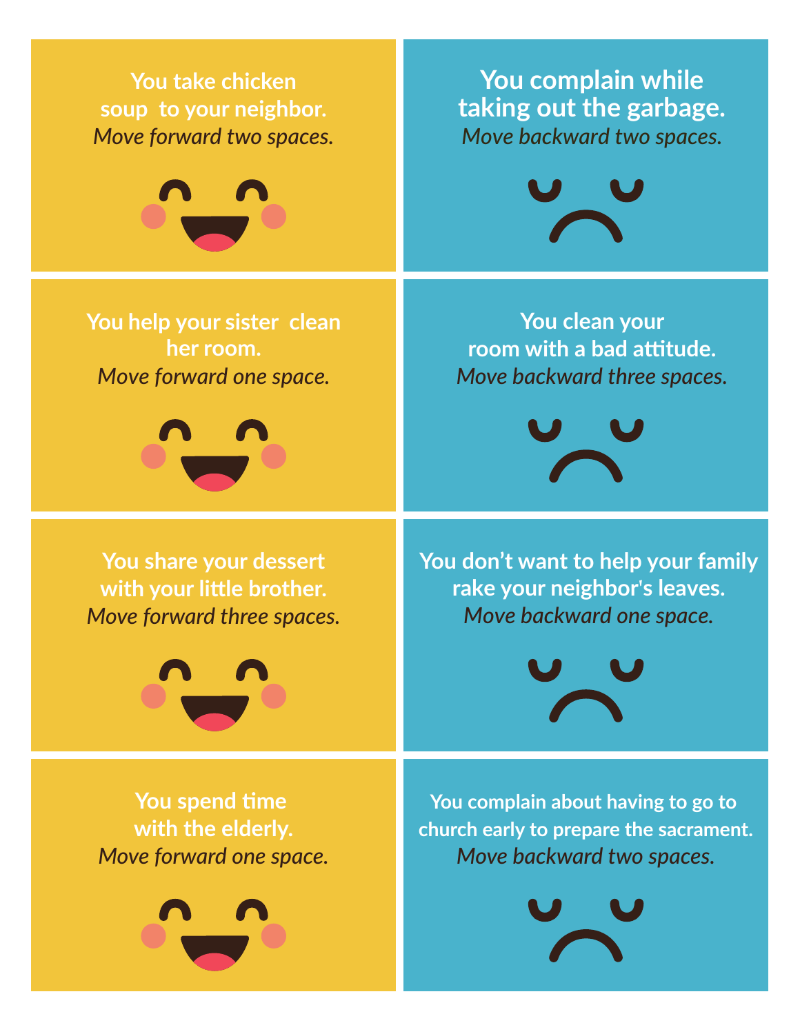**You take chicken soup to your neighbor.**
*Move forward two spaces.*

**You complain while taking out the garbage.**
*Move backward two spaces.*

**You help your sister clean her room.**
*Move forward one space.*

**You clean your room with a bad attitude.**
*Move backward three spaces.*

**You share your dessert with your little brother.**
*Move forward three spaces.*

**You don't want to help your family rake your neighbor's leaves.**
*Move backward one space.*

**You spend time with the elderly.**
*Move forward one space.*

**You complain about having to go to church early to prepare the sacrament.**
*Move backward two spaces.*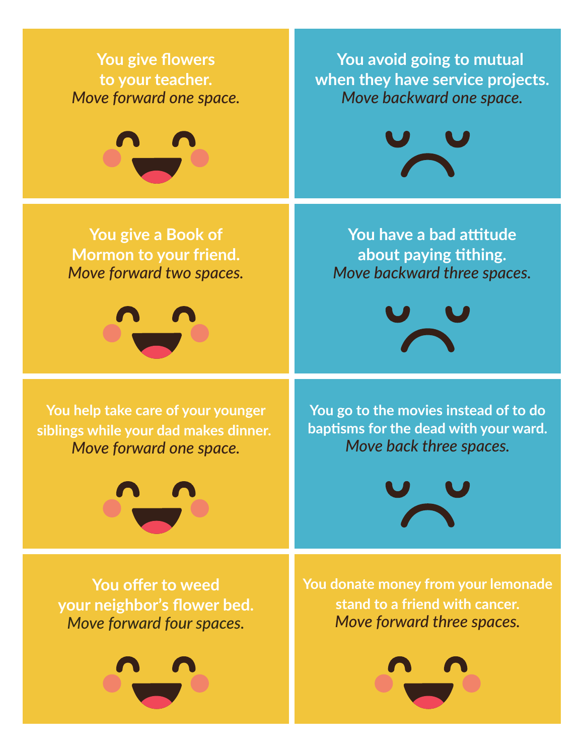**You give flowers to your teacher.**
*Move forward one space.*

**You avoid going to mutual when they have service projects.**
*Move backward one space.*

**You give a Book of Mormon to your friend.**
*Move forward two spaces.*

**You have a bad attitude about paying tithing.**
*Move backward three spaces.*

**You help take care of your younger siblings while your dad makes dinner.**
*Move forward one space.*

**You go to the movies instead of to do baptisms for the dead with your ward.**
*Move back three spaces.*

**You offer to weed your neighbor's flower bed.**
*Move forward four spaces.*

**You donate money from your lemonade stand to a friend with cancer.**
*Move forward three spaces.*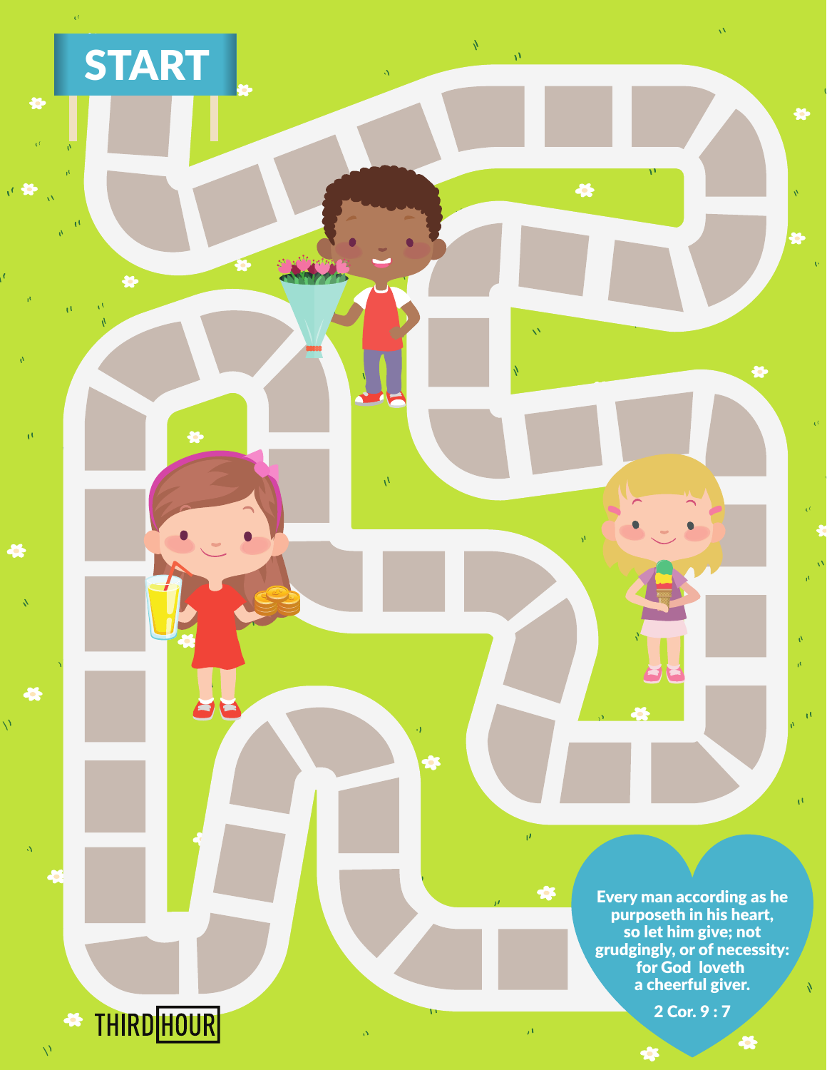START

Every man according as he purposeth in his heart, so let him give; not grudgingly, or of necessity: for God loveth a cheerful giver.

2 Cor. 9 : 7

THIRD HOUR